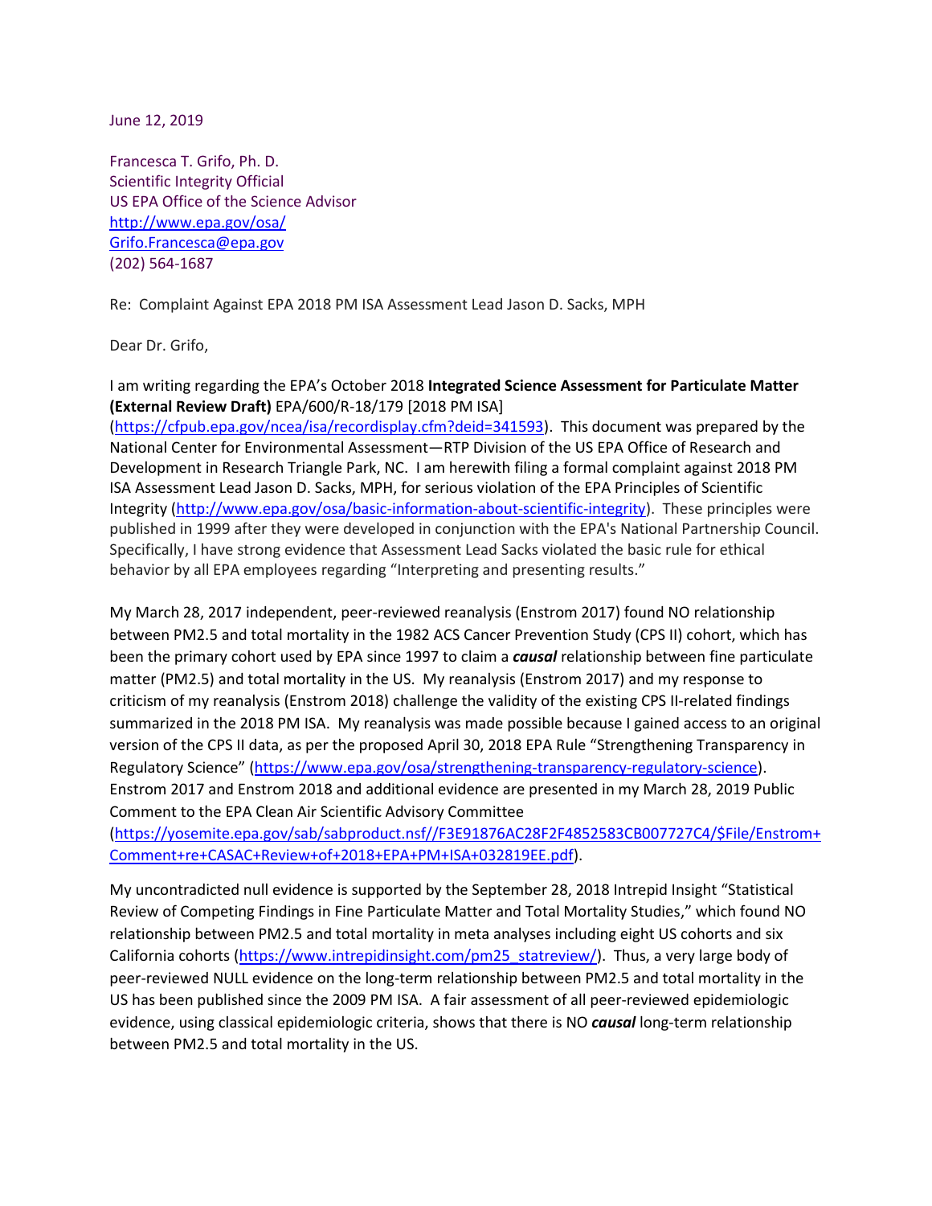June 12, 2019

Francesca T. Grifo, Ph. D.
Scientific Integrity Official
US EPA Office of the Science Advisor
http://www.epa.gov/osa/
Grifo.Francesca@epa.gov
(202) 564-1687

Re: Complaint Against EPA 2018 PM ISA Assessment Lead Jason D. Sacks, MPH

Dear Dr. Grifo,

I am writing regarding the EPA's October 2018 **Integrated Science Assessment for Particulate Matter (External Review Draft)** EPA/600/R-18/179 [2018 PM ISA] (https://cfpub.epa.gov/ncea/isa/recordisplay.cfm?deid=341593). This document was prepared by the National Center for Environmental Assessment—RTP Division of the US EPA Office of Research and Development in Research Triangle Park, NC. I am herewith filing a formal complaint against 2018 PM ISA Assessment Lead Jason D. Sacks, MPH, for serious violation of the EPA Principles of Scientific Integrity (http://www.epa.gov/osa/basic-information-about-scientific-integrity). These principles were published in 1999 after they were developed in conjunction with the EPA's National Partnership Council. Specifically, I have strong evidence that Assessment Lead Sacks violated the basic rule for ethical behavior by all EPA employees regarding "Interpreting and presenting results."

My March 28, 2017 independent, peer-reviewed reanalysis (Enstrom 2017) found NO relationship between PM2.5 and total mortality in the 1982 ACS Cancer Prevention Study (CPS II) cohort, which has been the primary cohort used by EPA since 1997 to claim a ***causal*** relationship between fine particulate matter (PM2.5) and total mortality in the US. My reanalysis (Enstrom 2017) and my response to criticism of my reanalysis (Enstrom 2018) challenge the validity of the existing CPS II-related findings summarized in the 2018 PM ISA. My reanalysis was made possible because I gained access to an original version of the CPS II data, as per the proposed April 30, 2018 EPA Rule "Strengthening Transparency in Regulatory Science" (https://www.epa.gov/osa/strengthening-transparency-regulatory-science). Enstrom 2017 and Enstrom 2018 and additional evidence are presented in my March 28, 2019 Public Comment to the EPA Clean Air Scientific Advisory Committee (https://yosemite.epa.gov/sab/sabproduct.nsf//F3E91876AC28F2F4852583CB007727C4/$File/Enstrom+Comment+re+CASAC+Review+of+2018+EPA+PM+ISA+032819EE.pdf).

My uncontradicted null evidence is supported by the September 28, 2018 Intrepid Insight "Statistical Review of Competing Findings in Fine Particulate Matter and Total Mortality Studies," which found NO relationship between PM2.5 and total mortality in meta analyses including eight US cohorts and six California cohorts (https://www.intrepidinsight.com/pm25_statreview/). Thus, a very large body of peer-reviewed NULL evidence on the long-term relationship between PM2.5 and total mortality in the US has been published since the 2009 PM ISA. A fair assessment of all peer-reviewed epidemiologic evidence, using classical epidemiologic criteria, shows that there is NO ***causal*** long-term relationship between PM2.5 and total mortality in the US.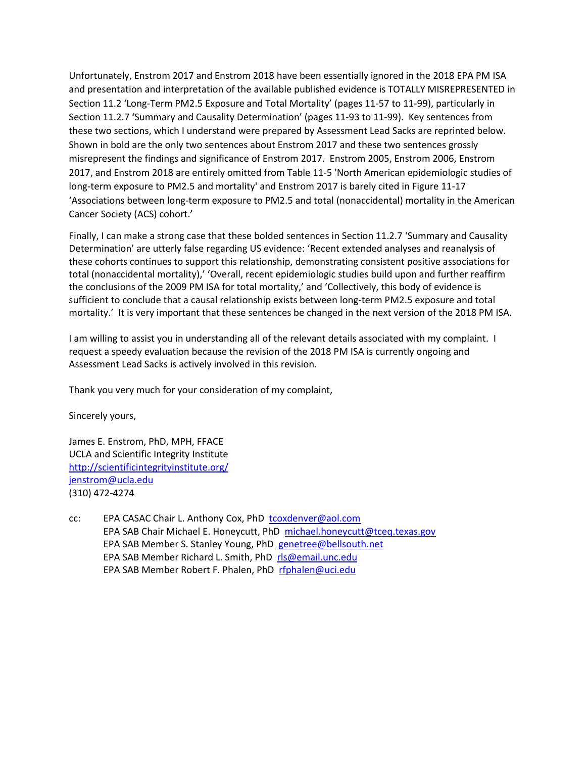Unfortunately, Enstrom 2017 and Enstrom 2018 have been essentially ignored in the 2018 EPA PM ISA and presentation and interpretation of the available published evidence is TOTALLY MISREPRESENTED in Section 11.2 'Long-Term PM2.5 Exposure and Total Mortality' (pages 11-57 to 11-99), particularly in Section 11.2.7 'Summary and Causality Determination' (pages 11-93 to 11-99). Key sentences from these two sections, which I understand were prepared by Assessment Lead Sacks are reprinted below. Shown in bold are the only two sentences about Enstrom 2017 and these two sentences grossly misrepresent the findings and significance of Enstrom 2017. Enstrom 2005, Enstrom 2006, Enstrom 2017, and Enstrom 2018 are entirely omitted from Table 11-5 'North American epidemiologic studies of long-term exposure to PM2.5 and mortality' and Enstrom 2017 is barely cited in Figure 11-17 'Associations between long-term exposure to PM2.5 and total (nonaccidental) mortality in the American Cancer Society (ACS) cohort.'

Finally, I can make a strong case that these bolded sentences in Section 11.2.7 'Summary and Causality Determination' are utterly false regarding US evidence: 'Recent extended analyses and reanalysis of these cohorts continues to support this relationship, demonstrating consistent positive associations for total (nonaccidental mortality),' 'Overall, recent epidemiologic studies build upon and further reaffirm the conclusions of the 2009 PM ISA for total mortality,' and 'Collectively, this body of evidence is sufficient to conclude that a causal relationship exists between long-term PM2.5 exposure and total mortality.' It is very important that these sentences be changed in the next version of the 2018 PM ISA.

I am willing to assist you in understanding all of the relevant details associated with my complaint. I request a speedy evaluation because the revision of the 2018 PM ISA is currently ongoing and Assessment Lead Sacks is actively involved in this revision.

Thank you very much for your consideration of my complaint,

Sincerely yours,

James E. Enstrom, PhD, MPH, FFACE
UCLA and Scientific Integrity Institute
http://scientificintegrityinstitute.org/
jenstrom@ucla.edu
(310) 472-4274

cc: EPA CASAC Chair L. Anthony Cox, PhD tcoxdenver@aol.com
EPA SAB Chair Michael E. Honeycutt, PhD michael.honeycutt@tceq.texas.gov
EPA SAB Member S. Stanley Young, PhD genetree@bellsouth.net
EPA SAB Member Richard L. Smith, PhD rls@email.unc.edu
EPA SAB Member Robert F. Phalen, PhD rfphalen@uci.edu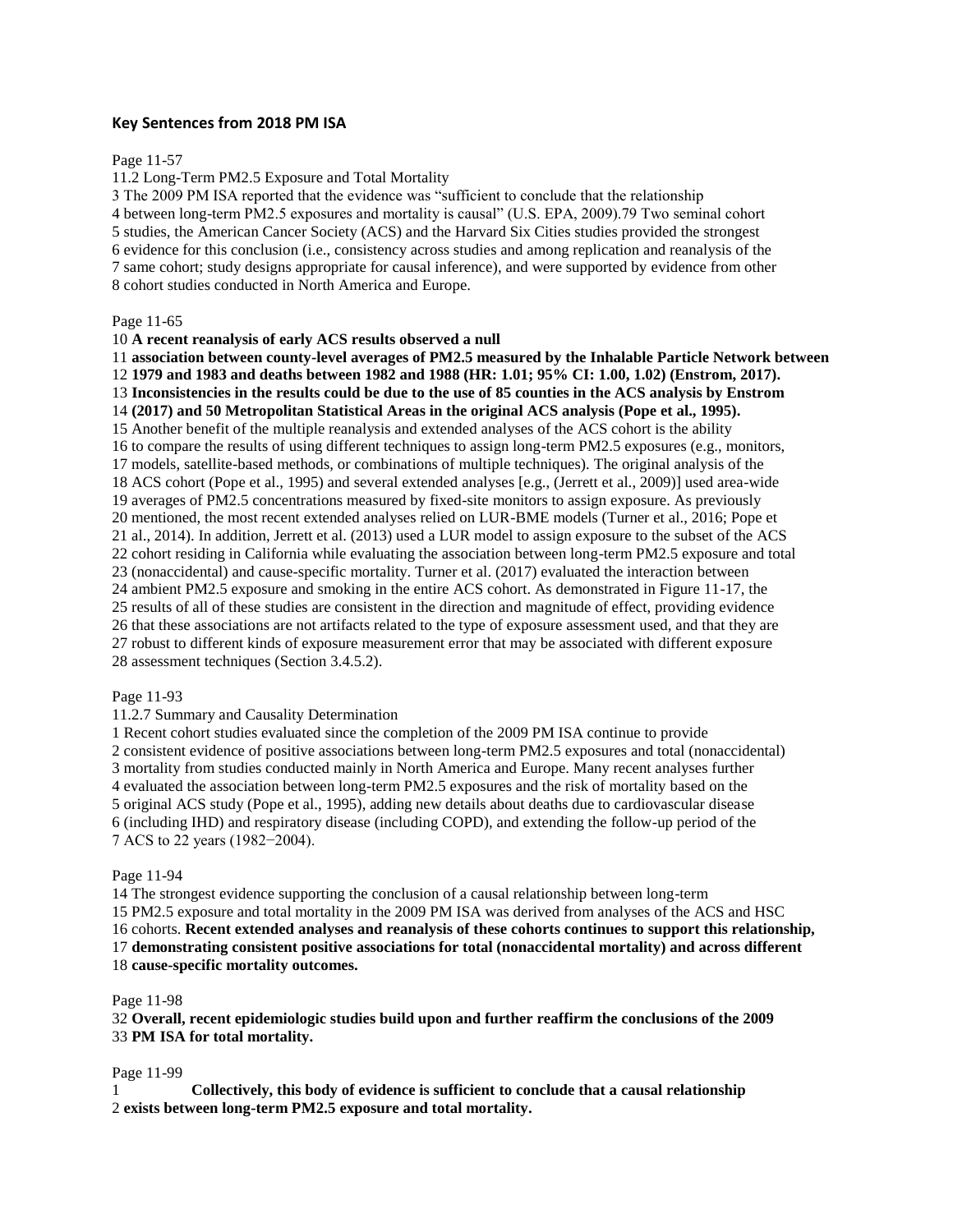## Key Sentences from 2018 PM ISA

Page 11-57

11.2 Long-Term PM2.5 Exposure and Total Mortality

3 The 2009 PM ISA reported that the evidence was "sufficient to conclude that the relationship
4 between long-term PM2.5 exposures and mortality is causal" (U.S. EPA, 2009).79 Two seminal cohort
5 studies, the American Cancer Society (ACS) and the Harvard Six Cities studies provided the strongest
6 evidence for this conclusion (i.e., consistency across studies and among replication and reanalysis of the
7 same cohort; study designs appropriate for causal inference), and were supported by evidence from other
8 cohort studies conducted in North America and Europe.

Page 11-65

10 **A recent reanalysis of early ACS results observed a null**
11 **association between county-level averages of PM2.5 measured by the Inhalable Particle Network between**
12 **1979 and 1983 and deaths between 1982 and 1988 (HR: 1.01; 95% CI: 1.00, 1.02) (Enstrom, 2017).**
13 **Inconsistencies in the results could be due to the use of 85 counties in the ACS analysis by Enstrom**
14 **(2017) and 50 Metropolitan Statistical Areas in the original ACS analysis (Pope et al., 1995).**
15 Another benefit of the multiple reanalysis and extended analyses of the ACS cohort is the ability
16 to compare the results of using different techniques to assign long-term PM2.5 exposures (e.g., monitors,
17 models, satellite-based methods, or combinations of multiple techniques). The original analysis of the
18 ACS cohort (Pope et al., 1995) and several extended analyses [e.g., (Jerrett et al., 2009)] used area-wide
19 averages of PM2.5 concentrations measured by fixed-site monitors to assign exposure. As previously
20 mentioned, the most recent extended analyses relied on LUR-BME models (Turner et al., 2016; Pope et
21 al., 2014). In addition, Jerrett et al. (2013) used a LUR model to assign exposure to the subset of the ACS
22 cohort residing in California while evaluating the association between long-term PM2.5 exposure and total
23 (nonaccidental) and cause-specific mortality. Turner et al. (2017) evaluated the interaction between
24 ambient PM2.5 exposure and smoking in the entire ACS cohort. As demonstrated in Figure 11-17, the
25 results of all of these studies are consistent in the direction and magnitude of effect, providing evidence
26 that these associations are not artifacts related to the type of exposure assessment used, and that they are
27 robust to different kinds of exposure measurement error that may be associated with different exposure
28 assessment techniques (Section 3.4.5.2).

Page 11-93

11.2.7 Summary and Causality Determination

1 Recent cohort studies evaluated since the completion of the 2009 PM ISA continue to provide
2 consistent evidence of positive associations between long-term PM2.5 exposures and total (nonaccidental)
3 mortality from studies conducted mainly in North America and Europe. Many recent analyses further
4 evaluated the association between long-term PM2.5 exposures and the risk of mortality based on the
5 original ACS study (Pope et al., 1995), adding new details about deaths due to cardiovascular disease
6 (including IHD) and respiratory disease (including COPD), and extending the follow-up period of the
7 ACS to 22 years (1982−2004).

Page 11-94

14 The strongest evidence supporting the conclusion of a causal relationship between long-term
15 PM2.5 exposure and total mortality in the 2009 PM ISA was derived from analyses of the ACS and HSC
16 cohorts. **Recent extended analyses and reanalysis of these cohorts continues to support this relationship,**
17 **demonstrating consistent positive associations for total (nonaccidental mortality) and across different**
18 **cause-specific mortality outcomes.**

Page 11-98

32 **Overall, recent epidemiologic studies build upon and further reaffirm the conclusions of the 2009**
33 **PM ISA for total mortality.**

Page 11-99

1 **Collectively, this body of evidence is sufficient to conclude that a causal relationship**
2 **exists between long-term PM2.5 exposure and total mortality.**